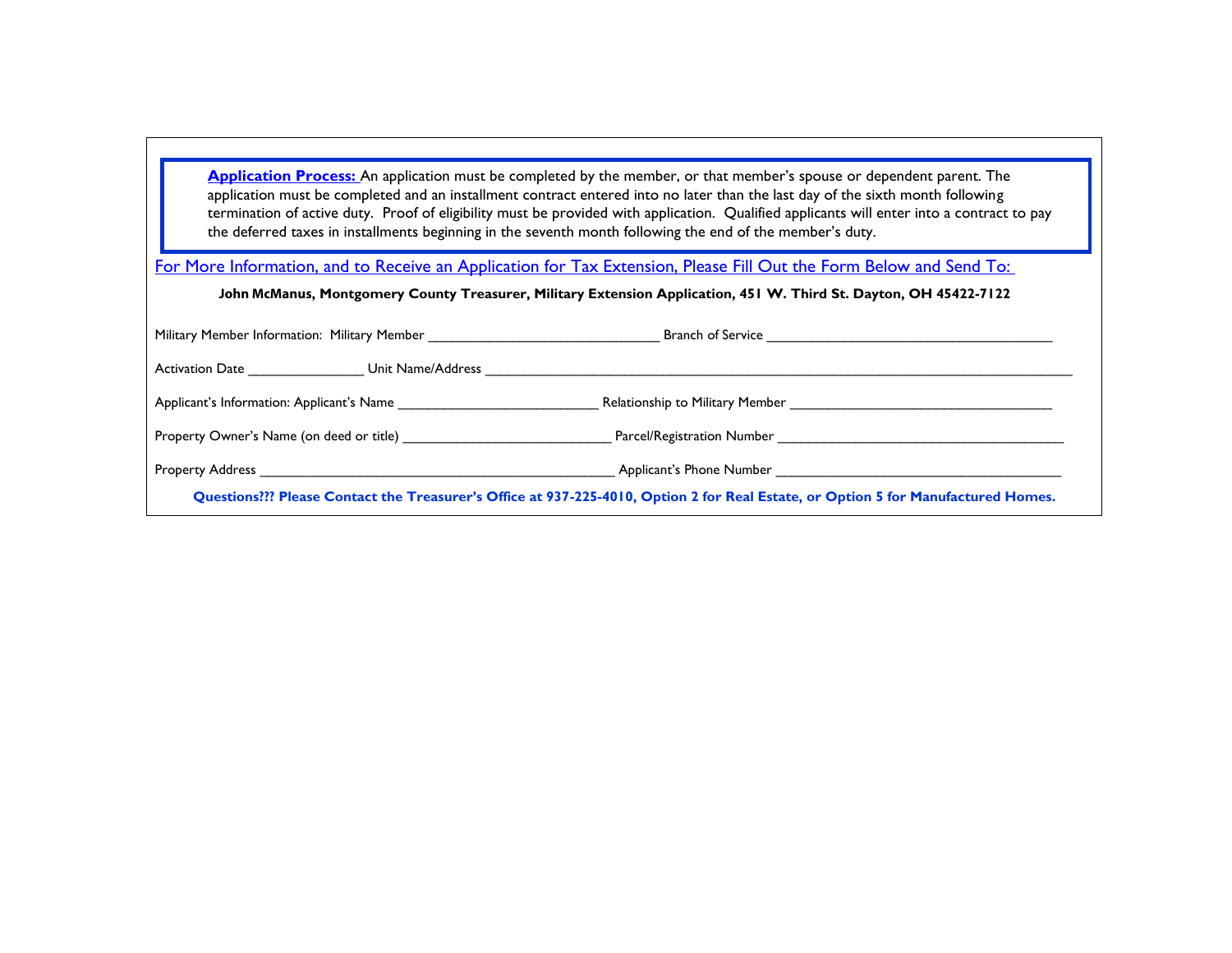**Application Process:** An application must be completed by the member, or that member's spouse or dependent parent. The application must be completed and an installment contract entered into no later than the last day of the sixth month following termination of active duty. Proof of eligibility must be provided with application. Qualified applicants will enter into a contract to pay the deferred taxes in installments beginning in the seventh month following the end of the member's duty.

For More Information, and to Receive an Application for Tax Extension, Please Fill Out the Form Below and Send To:

**John McManus, Montgomery County Treasurer, Military Extension Application, 451 W. Third St. Dayton, OH 45422-7122**

Military Member Information: Military Member ______________________________ Branch of Service ______________________________________

Activation Date _______________ Unit Name/Address ______________________________________________________________________________

Applicant's Information: Applicant's Name __________________________ Relationship to Military Member __________________________________

Property Owner's Name (on deed or title) ___________________________ Parcel/Registration Number ______________________________________

Property Address _______________________________________________ Applicant's Phone Number ______________________________________

**Questions??? Please Contact the Treasurer's Office at 937-225-4010, Option 2 for Real Estate, or Option 5 for Manufactured Homes.**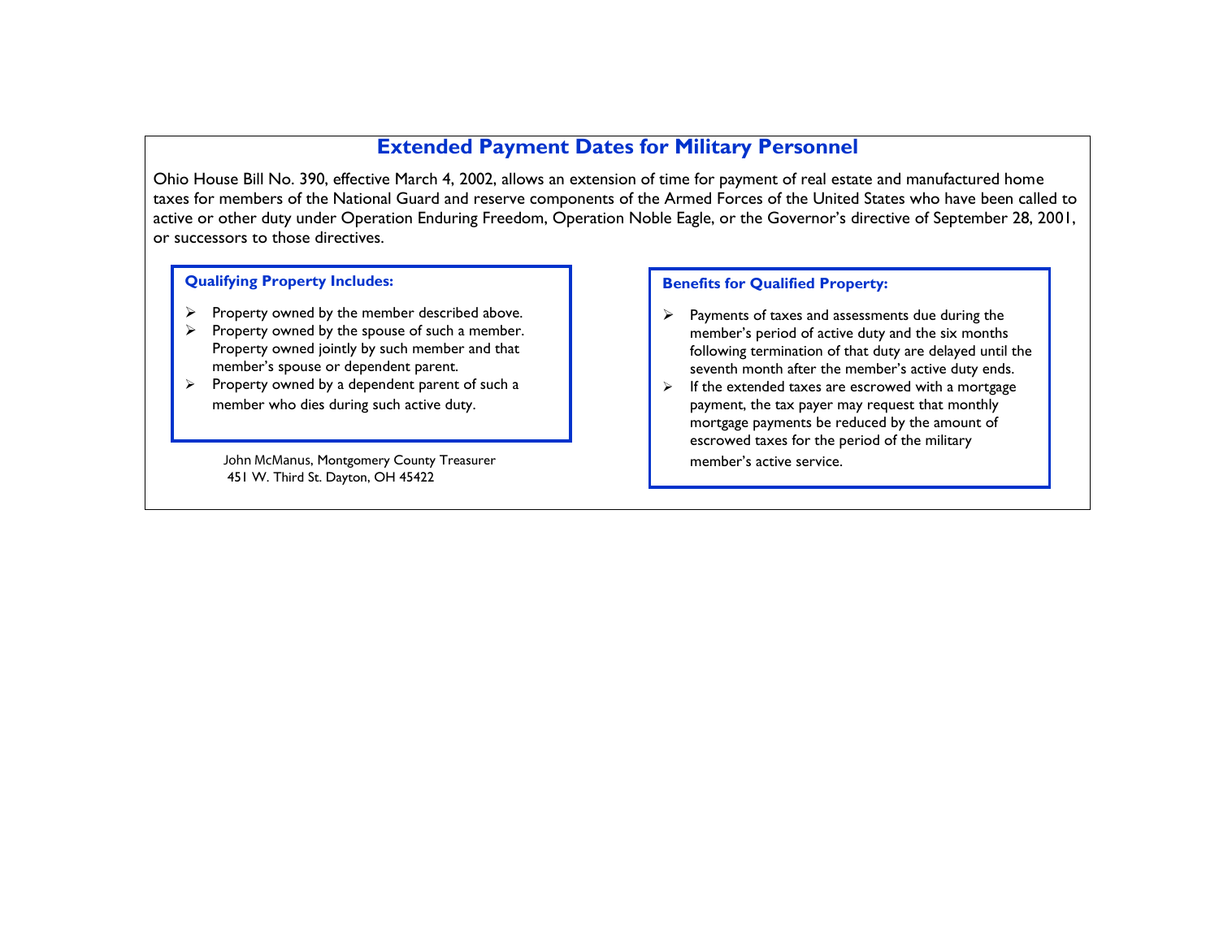## Extended Payment Dates for Military Personnel

Ohio House Bill No. 390, effective March 4, 2002, allows an extension of time for payment of real estate and manufactured home taxes for members of the National Guard and reserve components of the Armed Forces of the United States who have been called to active or other duty under Operation Enduring Freedom, Operation Noble Eagle, or the Governor's directive of September 28, 2001, or successors to those directives.

### Qualifying Property Includes:

- Property owned by the member described above.
- Property owned by the spouse of such a member. Property owned jointly by such member and that member's spouse or dependent parent.
- Property owned by a dependent parent of such a member who dies during such active duty.

### Benefits for Qualified Property:

- Payments of taxes and assessments due during the member's period of active duty and the six months following termination of that duty are delayed until the seventh month after the member's active duty ends.
- If the extended taxes are escrowed with a mortgage payment, the tax payer may request that monthly mortgage payments be reduced by the amount of escrowed taxes for the period of the military member's active service.

John McManus, Montgomery County Treasurer
451 W. Third St. Dayton, OH 45422